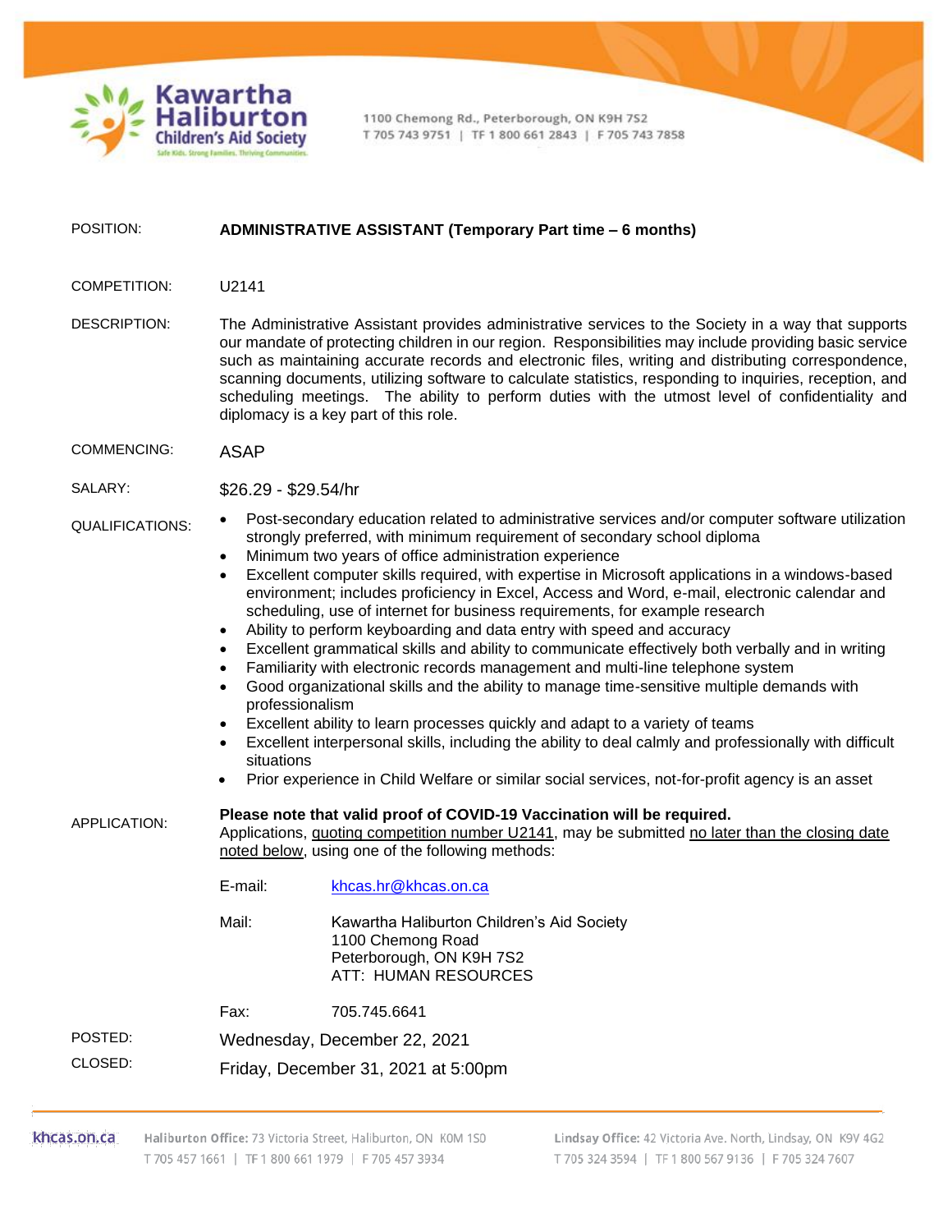Kawartha Haliburton Children's Aid Society

Safe Kids. Strong Families. Thriving Communities.

1100 Chemong Rd., Peterborough, ON K9H 7S2
T 705 743 9751 | TF 1 800 661 2843 | F 705 743 7858

**POSITION:** **ADMINISTRATIVE ASSISTANT (Temporary Part time – 6 months)**

**COMPETITION:** U2141

**DESCRIPTION:** The Administrative Assistant provides administrative services to the Society in a way that supports our mandate of protecting children in our region. Responsibilities may include providing basic service such as maintaining accurate records and electronic files, writing and distributing correspondence, scanning documents, utilizing software to calculate statistics, responding to inquiries, reception, and scheduling meetings. The ability to perform duties with the utmost level of confidentiality and diplomacy is a key part of this role.

**COMMENCING:** ASAP

**SALARY:** $26.29 - $29.54/hr

**QUALIFICATIONS:**

- Post-secondary education related to administrative services and/or computer software utilization strongly preferred, with minimum requirement of secondary school diploma
- Minimum two years of office administration experience
- Excellent computer skills required, with expertise in Microsoft applications in a windows-based environment; includes proficiency in Excel, Access and Word, e-mail, electronic calendar and scheduling, use of internet for business requirements, for example research
- Ability to perform keyboarding and data entry with speed and accuracy
- Excellent grammatical skills and ability to communicate effectively both verbally and in writing
- Familiarity with electronic records management and multi-line telephone system
- Good organizational skills and the ability to manage time-sensitive multiple demands with professionalism
- Excellent ability to learn processes quickly and adapt to a variety of teams
- Excellent interpersonal skills, including the ability to deal calmly and professionally with difficult situations
- Prior experience in Child Welfare or similar social services, not-for-profit agency is an asset

**APPLICATION:** **Please note that valid proof of COVID-19 Vaccination will be required.**
Applications, quoting competition number U2141, may be submitted no later than the closing date noted below, using one of the following methods:

E-mail: khcas.hr@khcas.on.ca

Mail: Kawartha Haliburton Children's Aid Society
1100 Chemong Road
Peterborough, ON K9H 7S2
ATT: HUMAN RESOURCES

Fax: 705.745.6641

**POSTED:** Wednesday, December 22, 2021

**CLOSED:** Friday, December 31, 2021 at 5:00pm

khcas.on.ca

Haliburton Office: 73 Victoria Street, Haliburton, ON K0M 1S0
T 705 457 1661 | TF 1 800 661 1979 | F 705 457 3934

Lindsay Office: 42 Victoria Ave. North, Lindsay, ON K9V 4G2
T 705 324 3594 | TF 1 800 567 9136 | F 705 324 7607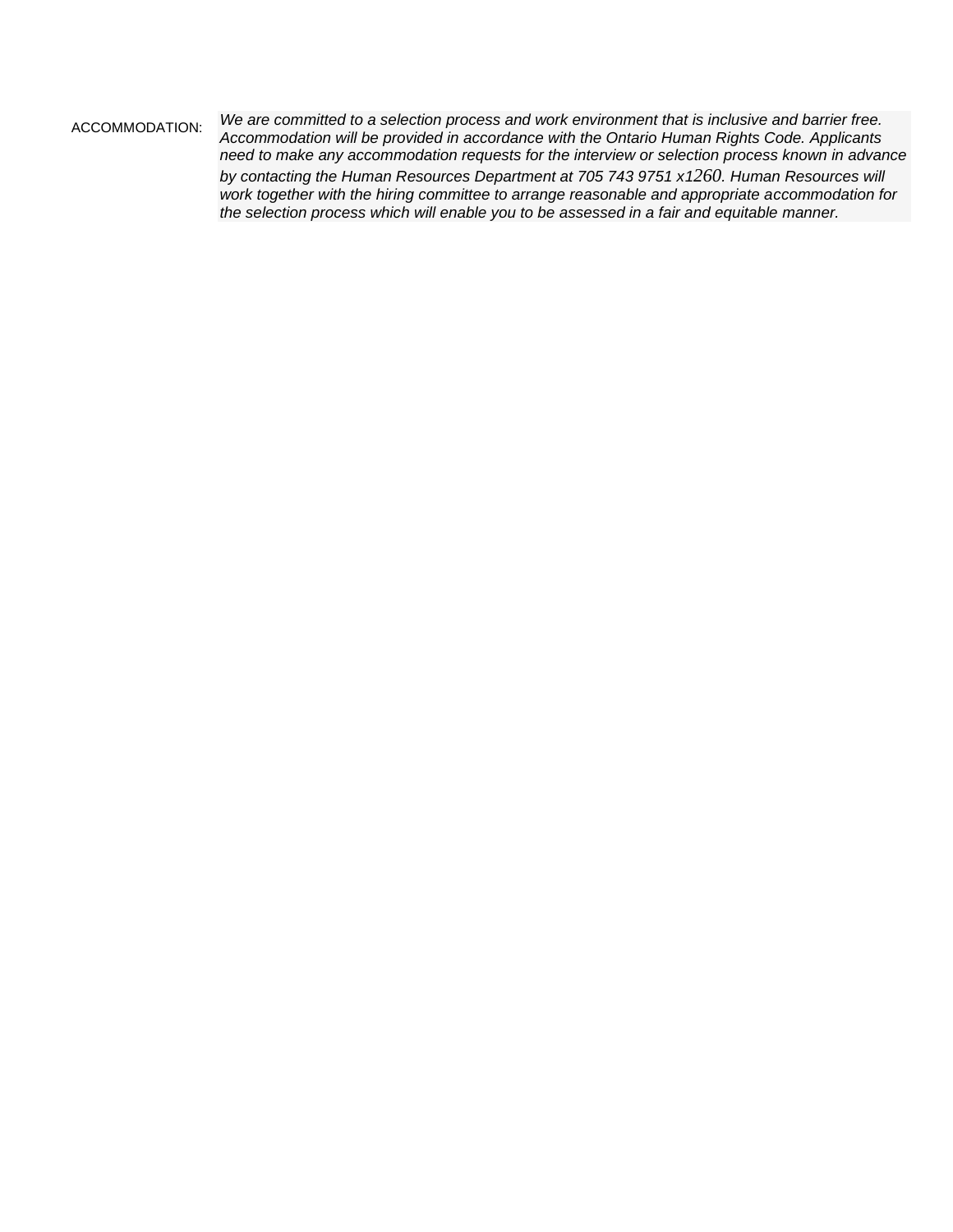ACCOMMODATION: *We are committed to a selection process and work environment that is inclusive and barrier free. Accommodation will be provided in accordance with the Ontario Human Rights Code. Applicants need to make any accommodation requests for the interview or selection process known in advance by contacting the Human Resources Department at 705 743 9751 x1260. Human Resources will work together with the hiring committee to arrange reasonable and appropriate accommodation for the selection process which will enable you to be assessed in a fair and equitable manner.*